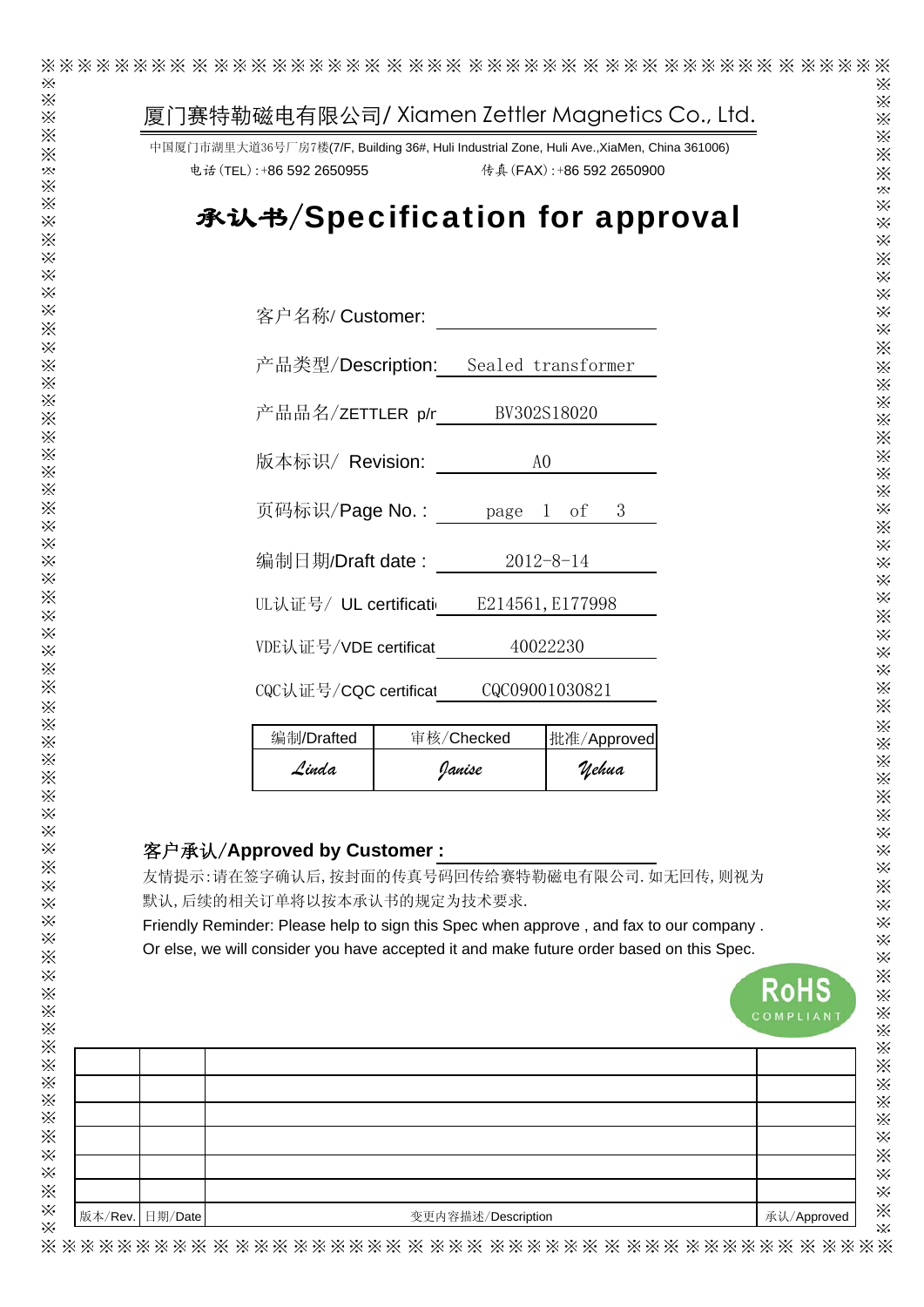# 厦门赛特勒磁电有限公司/ Xiamen Zettler Magnetics Co., Ltd.

中国厦门市湖里大道36号厂房7楼(7/F, Building 36#, Huli Industrial Zone, Huli Ave.,XiaMen, China 361006)

电话(TEL):+86 592 2650955　　　　传真(FAX):+86 592 2650900

# 承认书/Specification for approval

客户名称/ Customer:

产品类型/Description: Sealed transformer

产品品名/ZETTLER p/r BV302S18020

版本标识/ Revision: A0

页码标识/Page No. : page 1 of 3

编制日期/Draft date : 2012-8-14

UL认证号/ UL certificati E214561,E177998

VDE认证号/VDE certificat 40022230

CQC认证号/CQC certificat CQC09001030821

| 编制/Drafted | 审核/Checked | 批准/Approved |
|---|---|---|
| *Linda* | *Janise* | *Yehua* |

**客户承认/Approved by Customer :**

友情提示:请在签字确认后,按封面的传真号码回传给赛特勒磁电有限公司.如无回传,则视为默认,后续的相关订单将以按本承认书的规定为技术要求.

Friendly Reminder: Please help to sign this Spec when approve , and fax to our company . Or else, we will consider you have accepted it and make future order based on this Spec.

RoHS COMPLIANT

| | | | |
|---|---|---|---|
| | | | |
| | | | |
| | | | |
| | | | |
| | | | |
| | | | |
| 版本/Rev. | 日期/Date | 变更内容描述/Description | 承认/Approved |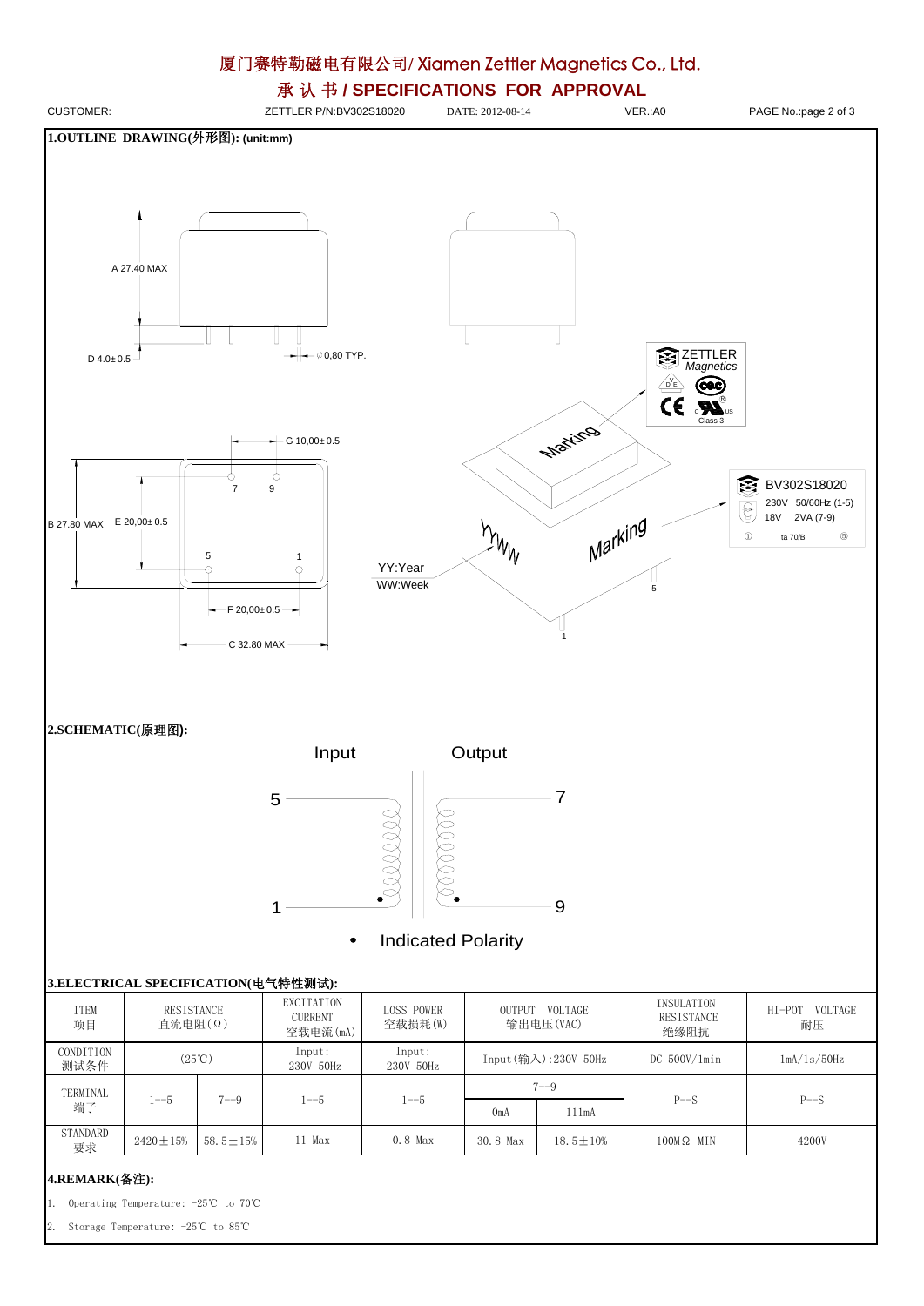# 厦门赛特勒磁电有限公司/ Xiamen Zettler Magnetics Co., Ltd.

## 承 认 书 / SPECIFICATIONS FOR APPROVAL

CUSTOMER: ZETTLER P/N:BV302S18020 DATE: 2012-08-14 VER.:A0

### 1.OUTLINE DRAWING(外形图): (unit:mm)

A 27.40 MAX

D 4.0±0.5

∅0,80 TYP.

G 10,00±0.5

B 27.80 MAX

E 20,00±0.5

F 20,00±0.5

C 32.80 MAX

7 9 5 1

YY:Year

WW:Week

Marking

YYWW

Marking

ZETTLER Magnetics

Class 3

BV302S18020

230V 50/60Hz (1-5)

18V 2VA (7-9)

ta 70/B

### 2.SCHEMATIC(原理图):

Input

Output

5

1

7

9

• Indicated Polarity

### 3.ELECTRICAL SPECIFICATION(电气特性测试):

| ITEM 项目 | RESISTANCE 直流电阻(Ω) | | EXCITATION CURRENT 空载电流(mA) | LOSS POWER 空载损耗(W) | OUTPUT VOLTAGE 输出电压(VAC) | | INSULATION RESISTANCE 绝缘阻抗 | HI-POT VOLTAGE 耐压 |
|---|---|---|---|---|---|---|---|---|
| CONDITION 测试条件 | (25℃) | | Input: 230V 50Hz | Input: 230V 50Hz | Input(输入):230V 50Hz | | DC 500V/1min | 1mA/1s/50Hz |
| TERMINAL 端子 | 1--5 | 7--9 | 1--5 | 1--5 | 7--9 | | P--S | P--S |
| | | | | | 0mA | 111mA | | |
| STANDARD 要求 | 2420±15% | 58.5±15% | 11 Max | 0.8 Max | 30.8 Max | 18.5±10% | 100MΩ MIN | 4200V |

### 4.REMARK(备注):

1. Operating Temperature: -25℃ to 70℃
2. Storage Temperature: -25℃ to 85℃